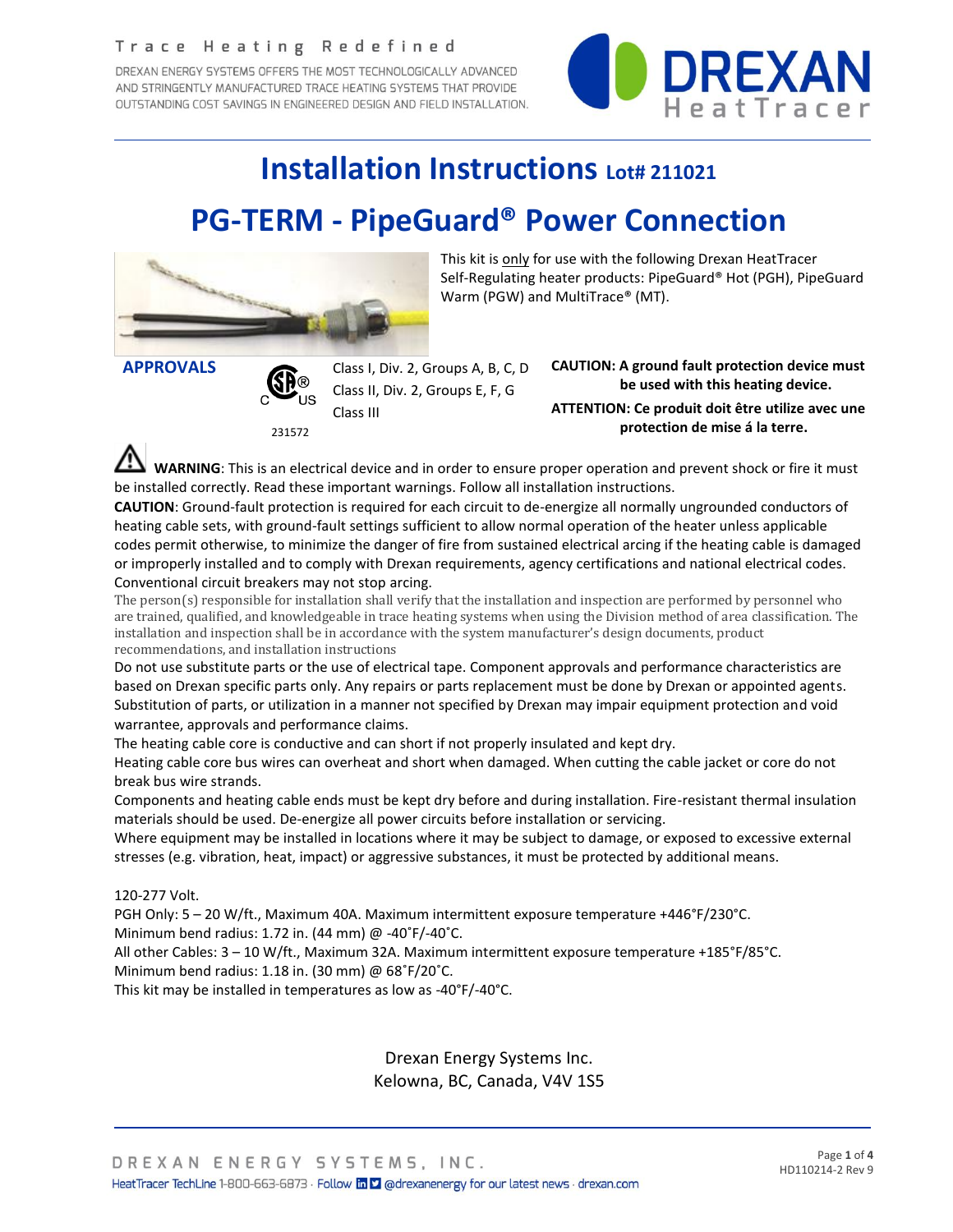Trace Heating Redefined

DREXAN ENERGY SYSTEMS OFFERS THE MOST TECHNOLOGICALLY ADVANCED AND STRINGENTLY MANUFACTURED TRACE HEATING SYSTEMS THAT PROVIDE OUTSTANDING COST SAVINGS IN ENGINEERED DESIGN AND FIELD INSTALLATION.

DREXAN HeatTracer

# Installation Instructions Lot# 211021

# PG-TERM - PipeGuard® Power Connection

This kit is only for use with the following Drexan HeatTracer Self-Regulating heater products: PipeGuard® Hot (PGH), PipeGuard Warm (PGW) and MultiTrace® (MT).

**APPROVALS**

CSA C US 231572

Class I, Div. 2, Groups A, B, C, D
Class II, Div. 2, Groups E, F, G
Class III

**CAUTION: A ground fault protection device must be used with this heating device.**

**ATTENTION: Ce produit doit être utilize avec une protection de mise á la terre.**

⚠ **WARNING**: This is an electrical device and in order to ensure proper operation and prevent shock or fire it must be installed correctly. Read these important warnings. Follow all installation instructions.

**CAUTION**: Ground-fault protection is required for each circuit to de-energize all normally ungrounded conductors of heating cable sets, with ground-fault settings sufficient to allow normal operation of the heater unless applicable codes permit otherwise, to minimize the danger of fire from sustained electrical arcing if the heating cable is damaged or improperly installed and to comply with Drexan requirements, agency certifications and national electrical codes. Conventional circuit breakers may not stop arcing.

The person(s) responsible for installation shall verify that the installation and inspection are performed by personnel who are trained, qualified, and knowledgeable in trace heating systems when using the Division method of area classification. The installation and inspection shall be in accordance with the system manufacturer's design documents, product recommendations, and installation instructions

Do not use substitute parts or the use of electrical tape. Component approvals and performance characteristics are based on Drexan specific parts only. Any repairs or parts replacement must be done by Drexan or appointed agents. Substitution of parts, or utilization in a manner not specified by Drexan may impair equipment protection and void warrantee, approvals and performance claims.

The heating cable core is conductive and can short if not properly insulated and kept dry.

Heating cable core bus wires can overheat and short when damaged. When cutting the cable jacket or core do not break bus wire strands.

Components and heating cable ends must be kept dry before and during installation. Fire-resistant thermal insulation materials should be used. De-energize all power circuits before installation or servicing.

Where equipment may be installed in locations where it may be subject to damage, or exposed to excessive external stresses (e.g. vibration, heat, impact) or aggressive substances, it must be protected by additional means.

120-277 Volt.
PGH Only: 5 – 20 W/ft., Maximum 40A. Maximum intermittent exposure temperature +446°F/230°C.
Minimum bend radius: 1.72 in. (44 mm) @ -40˚F/-40˚C.
All other Cables: 3 – 10 W/ft., Maximum 32A. Maximum intermittent exposure temperature +185˚F/85˚C.
Minimum bend radius: 1.18 in. (30 mm) @ 68˚F/20˚C.
This kit may be installed in temperatures as low as -40°F/-40°C.

Drexan Energy Systems Inc.
Kelowna, BC, Canada, V4V 1S5

DREXAN ENERGY SYSTEMS, INC.
HeatTracer TechLine 1-800-663-6873 · Follow @drexanenergy for our latest news · drexan.com

HD110214-2 Rev 9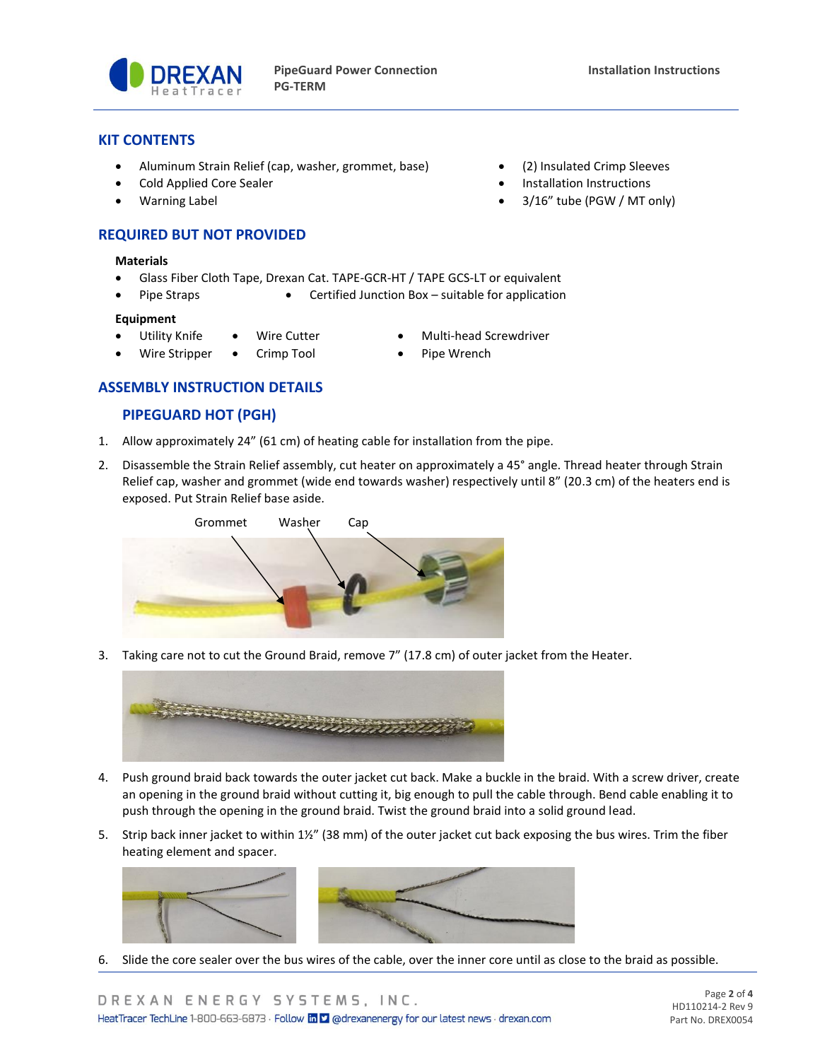## KIT CONTENTS

- Aluminum Strain Relief (cap, washer, grommet, base)
- Cold Applied Core Sealer
- Warning Label
- (2) Insulated Crimp Sleeves
- Installation Instructions
- 3/16" tube (PGW / MT only)

## REQUIRED BUT NOT PROVIDED

**Materials**

- Glass Fiber Cloth Tape, Drexan Cat. TAPE-GCR-HT / TAPE GCS-LT or equivalent
- Pipe Straps
- Certified Junction Box – suitable for application

**Equipment**

- Utility Knife
- Wire Stripper
- Wire Cutter
- Crimp Tool
- Multi-head Screwdriver
- Pipe Wrench

## ASSEMBLY INSTRUCTION DETAILS

### PIPEGUARD HOT (PGH)

1. Allow approximately 24" (61 cm) of heating cable for installation from the pipe.
2. Disassemble the Strain Relief assembly, cut heater on approximately a 45° angle. Thread heater through Strain Relief cap, washer and grommet (wide end towards washer) respectively until 8" (20.3 cm) of the heaters end is exposed. Put Strain Relief base aside.

Grommet Washer Cap

3. Taking care not to cut the Ground Braid, remove 7" (17.8 cm) of outer jacket from the Heater.
4. Push ground braid back towards the outer jacket cut back. Make a buckle in the braid. With a screw driver, create an opening in the ground braid without cutting it, big enough to pull the cable through. Bend cable enabling it to push through the opening in the ground braid. Twist the ground braid into a solid ground lead.
5. Strip back inner jacket to within 1½" (38 mm) of the outer jacket cut back exposing the bus wires. Trim the fiber heating element and spacer.
6. Slide the core sealer over the bus wires of the cable, over the inner core until as close to the braid as possible.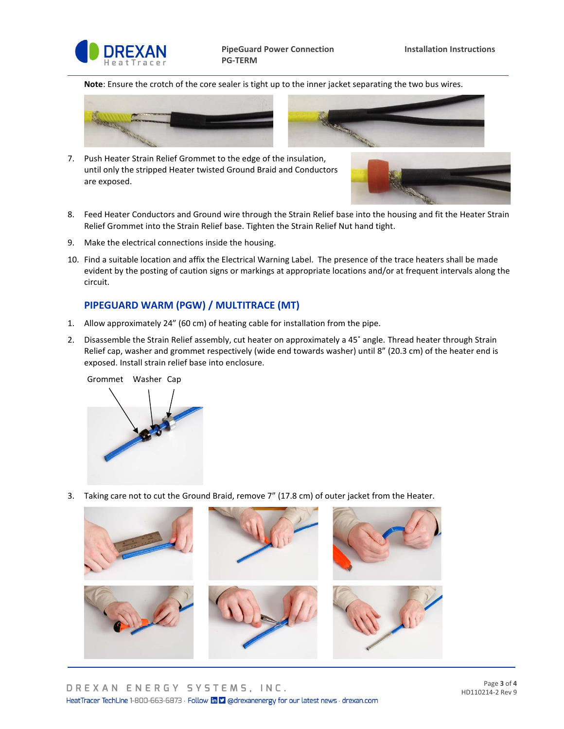**Note**: Ensure the crotch of the core sealer is tight up to the inner jacket separating the two bus wires.

7. Push Heater Strain Relief Grommet to the edge of the insulation, until only the stripped Heater twisted Ground Braid and Conductors are exposed.

8. Feed Heater Conductors and Ground wire through the Strain Relief base into the housing and fit the Heater Strain Relief Grommet into the Strain Relief base. Tighten the Strain Relief Nut hand tight.

9. Make the electrical connections inside the housing.

10. Find a suitable location and affix the Electrical Warning Label. The presence of the trace heaters shall be made evident by the posting of caution signs or markings at appropriate locations and/or at frequent intervals along the circuit.

## PIPEGUARD WARM (PGW) / MULTITRACE (MT)

1. Allow approximately 24” (60 cm) of heating cable for installation from the pipe.

2. Disassemble the Strain Relief assembly, cut heater on approximately a 45˚ angle. Thread heater through Strain Relief cap, washer and grommet respectively (wide end towards washer) until 8” (20.3 cm) of the heater end is exposed. Install strain relief base into enclosure.

Grommet Washer Cap

3. Taking care not to cut the Ground Braid, remove 7” (17.8 cm) of outer jacket from the Heater.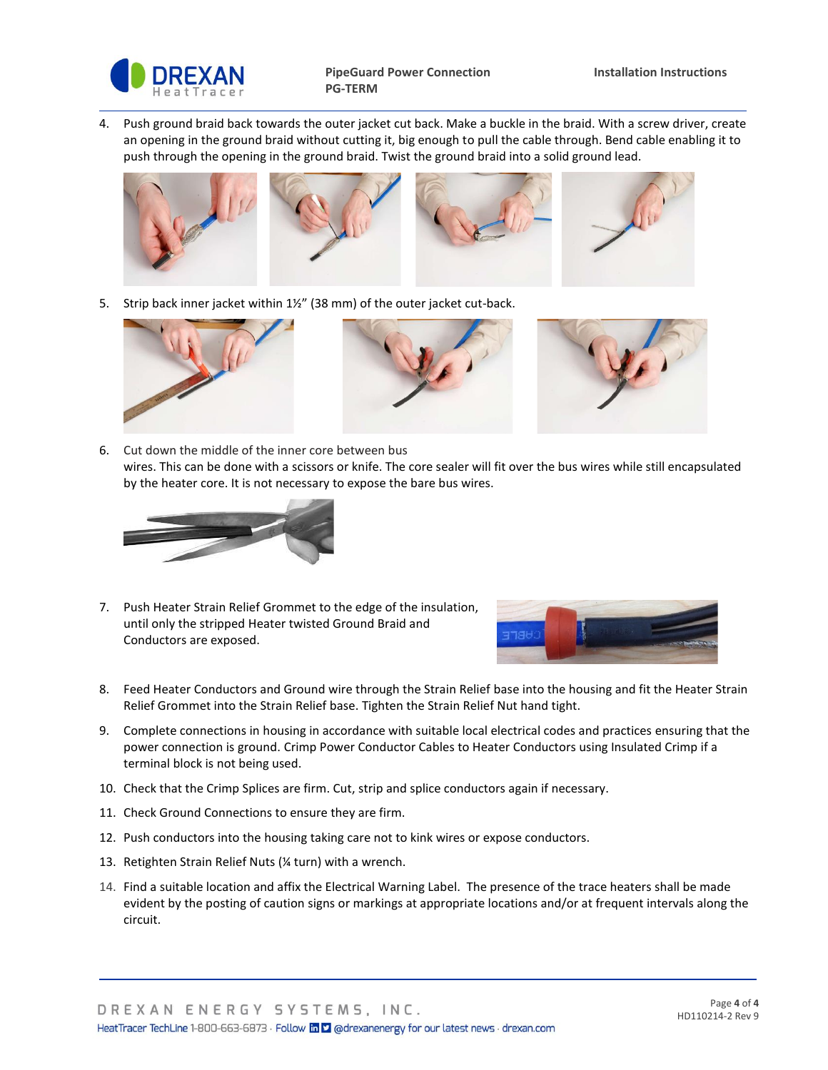4. Push ground braid back towards the outer jacket cut back. Make a buckle in the braid. With a screw driver, create an opening in the ground braid without cutting it, big enough to pull the cable through. Bend cable enabling it to push through the opening in the ground braid. Twist the ground braid into a solid ground lead.

5. Strip back inner jacket within 1½" (38 mm) of the outer jacket cut-back.

6. Cut down the middle of the inner core between bus wires. This can be done with a scissors or knife. The core sealer will fit over the bus wires while still encapsulated by the heater core. It is not necessary to expose the bare bus wires.

7. Push Heater Strain Relief Grommet to the edge of the insulation, until only the stripped Heater twisted Ground Braid and Conductors are exposed.

8. Feed Heater Conductors and Ground wire through the Strain Relief base into the housing and fit the Heater Strain Relief Grommet into the Strain Relief base. Tighten the Strain Relief Nut hand tight.

9. Complete connections in housing in accordance with suitable local electrical codes and practices ensuring that the power connection is ground. Crimp Power Conductor Cables to Heater Conductors using Insulated Crimp if a terminal block is not being used.

10. Check that the Crimp Splices are firm. Cut, strip and splice conductors again if necessary.

11. Check Ground Connections to ensure they are firm.

12. Push conductors into the housing taking care not to kink wires or expose conductors.

13. Retighten Strain Relief Nuts (¼ turn) with a wrench.

14. Find a suitable location and affix the Electrical Warning Label. The presence of the trace heaters shall be made evident by the posting of caution signs or markings at appropriate locations and/or at frequent intervals along the circuit.